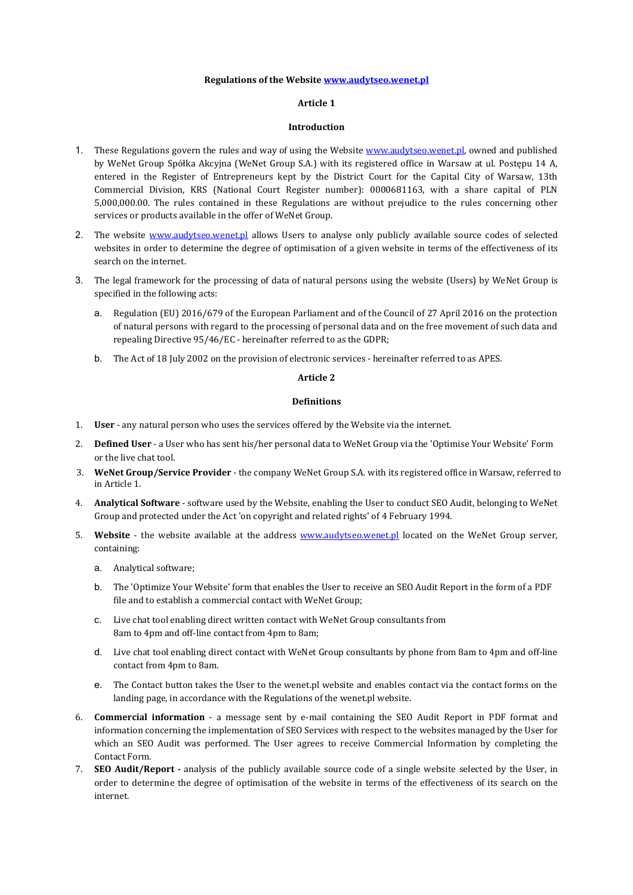# Regulations of the Website www.audytseo.wenet.pl

## Article 1

### Introduction

1. These Regulations govern the rules and way of using the Website www.audytseo.wenet.pl, owned and published by WeNet Group Spółka Akcyjna (WeNet Group S.A.) with its registered office in Warsaw at ul. Postępu 14 A, entered in the Register of Entrepreneurs kept by the District Court for the Capital City of Warsaw, 13th Commercial Division, KRS (National Court Register number): 0000681163, with a share capital of PLN 5,000,000.00. The rules contained in these Regulations are without prejudice to the rules concerning other services or products available in the offer of WeNet Group.
2. The website www.audytseo.wenet.pl allows Users to analyse only publicly available source codes of selected websites in order to determine the degree of optimisation of a given website in terms of the effectiveness of its search on the internet.
3. The legal framework for the processing of data of natural persons using the website (Users) by WeNet Group is specified in the following acts:
   a. Regulation (EU) 2016/679 of the European Parliament and of the Council of 27 April 2016 on the protection of natural persons with regard to the processing of personal data and on the free movement of such data and repealing Directive 95/46/EC - hereinafter referred to as the GDPR;
   b. The Act of 18 July 2002 on the provision of electronic services - hereinafter referred to as APES.

## Article 2

### Definitions

1. **User** - any natural person who uses the services offered by the Website via the internet.
2. **Defined User** - a User who has sent his/her personal data to WeNet Group via the 'Optimise Your Website' Form or the live chat tool.
3. **WeNet Group/Service Provider** - the company WeNet Group S.A. with its registered office in Warsaw, referred to in Article 1.
4. **Analytical Software** - software used by the Website, enabling the User to conduct SEO Audit, belonging to WeNet Group and protected under the Act 'on copyright and related rights' of 4 February 1994.
5. **Website** - the website available at the address www.audytseo.wenet.pl located on the WeNet Group server, containing:
   a. Analytical software;
   b. The 'Optimize Your Website' form that enables the User to receive an SEO Audit Report in the form of a PDF file and to establish a commercial contact with WeNet Group;
   c. Live chat tool enabling direct written contact with WeNet Group consultants from 8am to 4pm and off-line contact from 4pm to 8am;
   d. Live chat tool enabling direct contact with WeNet Group consultants by phone from 8am to 4pm and off-line contact from 4pm to 8am.
   e. The Contact button takes the User to the wenet.pl website and enables contact via the contact forms on the landing page, in accordance with the Regulations of the wenet.pl website.
6. **Commercial information** - a message sent by e-mail containing the SEO Audit Report in PDF format and information concerning the implementation of SEO Services with respect to the websites managed by the User for which an SEO Audit was performed. The User agrees to receive Commercial Information by completing the Contact Form.
7. **SEO Audit/Report -** analysis of the publicly available source code of a single website selected by the User, in order to determine the degree of optimisation of the website in terms of the effectiveness of its search on the internet.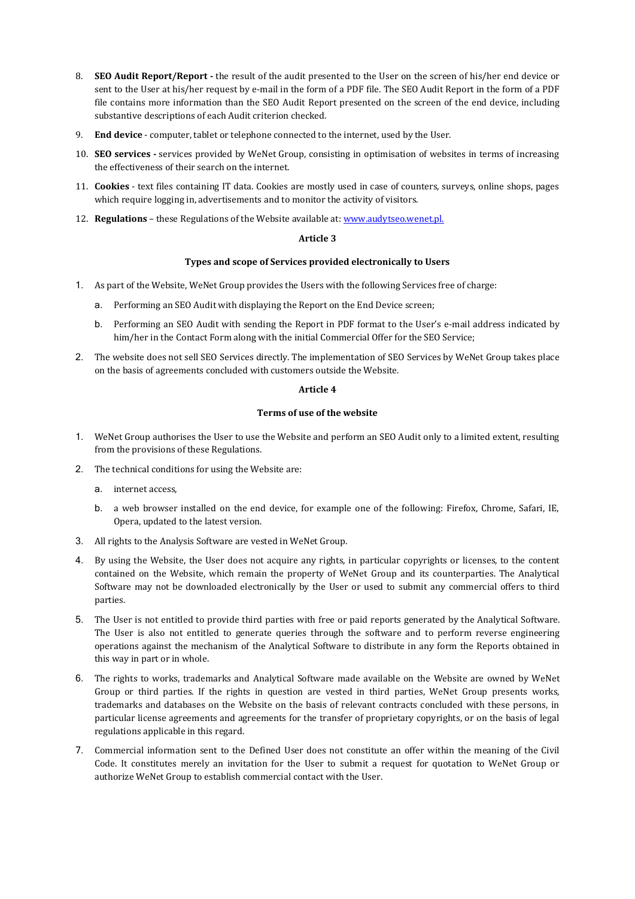8. **SEO Audit Report/Report -** the result of the audit presented to the User on the screen of his/her end device or sent to the User at his/her request by e-mail in the form of a PDF file. The SEO Audit Report in the form of a PDF file contains more information than the SEO Audit Report presented on the screen of the end device, including substantive descriptions of each Audit criterion checked.
9. **End device** - computer, tablet or telephone connected to the internet, used by the User.
10. **SEO services -** services provided by WeNet Group, consisting in optimisation of websites in terms of increasing the effectiveness of their search on the internet.
11. **Cookies** - text files containing IT data. Cookies are mostly used in case of counters, surveys, online shops, pages which require logging in, advertisements and to monitor the activity of visitors.
12. **Regulations** – these Regulations of the Website available at: [www.audytseo.wenet.pl.](www.audytseo.wenet.pl)

**Article 3**

**Types and scope of Services provided electronically to Users**

1. As part of the Website, WeNet Group provides the Users with the following Services free of charge:
   a. Performing an SEO Audit with displaying the Report on the End Device screen;
   b. Performing an SEO Audit with sending the Report in PDF format to the User's e-mail address indicated by him/her in the Contact Form along with the initial Commercial Offer for the SEO Service;
2. The website does not sell SEO Services directly. The implementation of SEO Services by WeNet Group takes place on the basis of agreements concluded with customers outside the Website.

**Article 4**

**Terms of use of the website**

1. WeNet Group authorises the User to use the Website and perform an SEO Audit only to a limited extent, resulting from the provisions of these Regulations.
2. The technical conditions for using the Website are:
   a. internet access,
   b. a web browser installed on the end device, for example one of the following: Firefox, Chrome, Safari, IE, Opera, updated to the latest version.
3. All rights to the Analysis Software are vested in WeNet Group.
4. By using the Website, the User does not acquire any rights, in particular copyrights or licenses, to the content contained on the Website, which remain the property of WeNet Group and its counterparties. The Analytical Software may not be downloaded electronically by the User or used to submit any commercial offers to third parties.
5. The User is not entitled to provide third parties with free or paid reports generated by the Analytical Software. The User is also not entitled to generate queries through the software and to perform reverse engineering operations against the mechanism of the Analytical Software to distribute in any form the Reports obtained in this way in part or in whole.
6. The rights to works, trademarks and Analytical Software made available on the Website are owned by WeNet Group or third parties. If the rights in question are vested in third parties, WeNet Group presents works, trademarks and databases on the Website on the basis of relevant contracts concluded with these persons, in particular license agreements and agreements for the transfer of proprietary copyrights, or on the basis of legal regulations applicable in this regard.
7. Commercial information sent to the Defined User does not constitute an offer within the meaning of the Civil Code. It constitutes merely an invitation for the User to submit a request for quotation to WeNet Group or authorize WeNet Group to establish commercial contact with the User.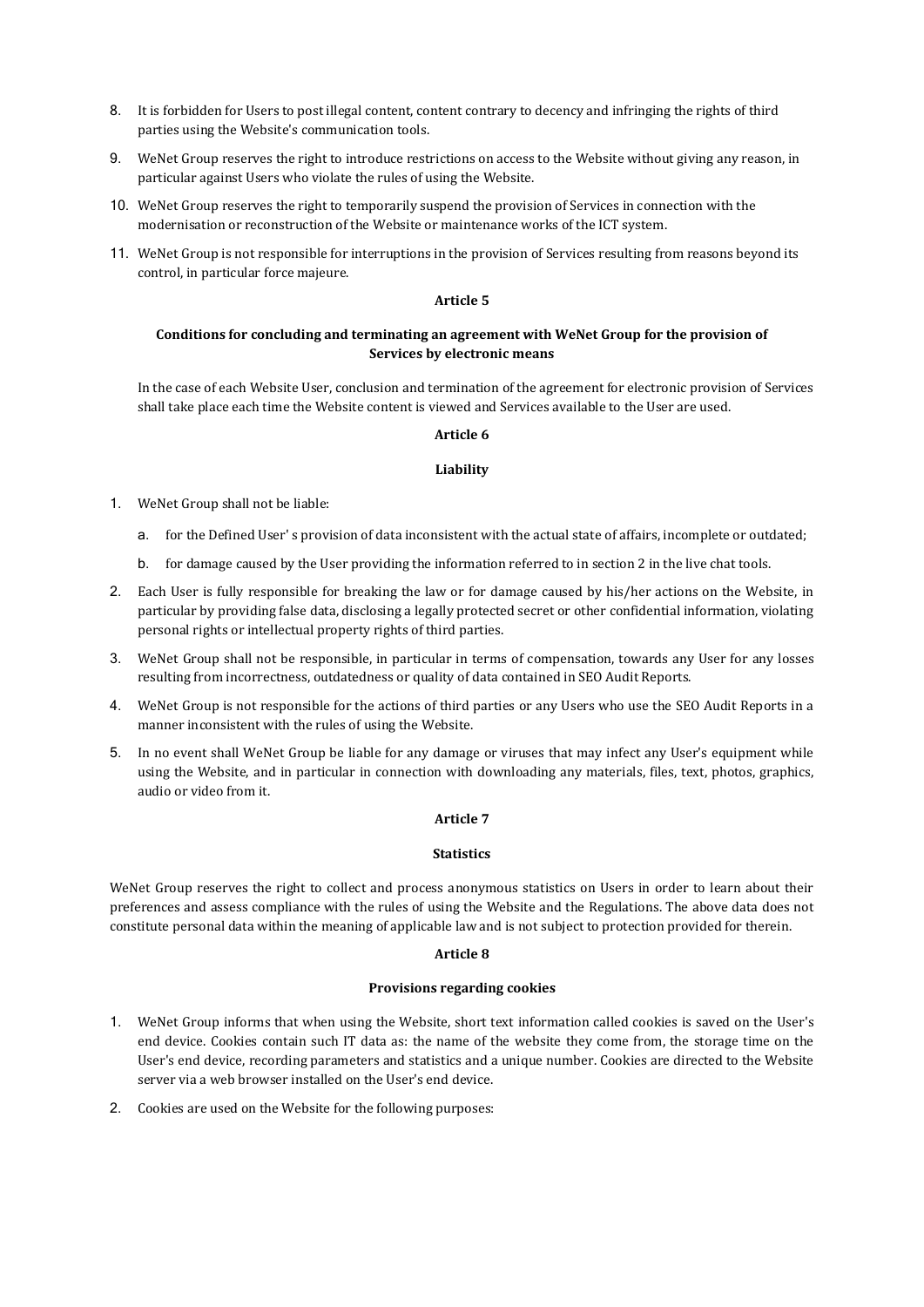8. It is forbidden for Users to post illegal content, content contrary to decency and infringing the rights of third parties using the Website's communication tools.
9. WeNet Group reserves the right to introduce restrictions on access to the Website without giving any reason, in particular against Users who violate the rules of using the Website.
10. WeNet Group reserves the right to temporarily suspend the provision of Services in connection with the modernisation or reconstruction of the Website or maintenance works of the ICT system.
11. WeNet Group is not responsible for interruptions in the provision of Services resulting from reasons beyond its control, in particular force majeure.

**Article 5**

**Conditions for concluding and terminating an agreement with WeNet Group for the provision of Services by electronic means**

In the case of each Website User, conclusion and termination of the agreement for electronic provision of Services shall take place each time the Website content is viewed and Services available to the User are used.

**Article 6**

**Liability**

1. WeNet Group shall not be liable:
   a. for the Defined User' s provision of data inconsistent with the actual state of affairs, incomplete or outdated;
   b. for damage caused by the User providing the information referred to in section 2 in the live chat tools.
2. Each User is fully responsible for breaking the law or for damage caused by his/her actions on the Website, in particular by providing false data, disclosing a legally protected secret or other confidential information, violating personal rights or intellectual property rights of third parties.
3. WeNet Group shall not be responsible, in particular in terms of compensation, towards any User for any losses resulting from incorrectness, outdatedness or quality of data contained in SEO Audit Reports.
4. WeNet Group is not responsible for the actions of third parties or any Users who use the SEO Audit Reports in a manner inconsistent with the rules of using the Website.
5. In no event shall WeNet Group be liable for any damage or viruses that may infect any User's equipment while using the Website, and in particular in connection with downloading any materials, files, text, photos, graphics, audio or video from it.

**Article 7**

**Statistics**

WeNet Group reserves the right to collect and process anonymous statistics on Users in order to learn about their preferences and assess compliance with the rules of using the Website and the Regulations. The above data does not constitute personal data within the meaning of applicable law and is not subject to protection provided for therein.

**Article 8**

**Provisions regarding cookies**

1. WeNet Group informs that when using the Website, short text information called cookies is saved on the User's end device. Cookies contain such IT data as: the name of the website they come from, the storage time on the User's end device, recording parameters and statistics and a unique number. Cookies are directed to the Website server via a web browser installed on the User's end device.
2. Cookies are used on the Website for the following purposes: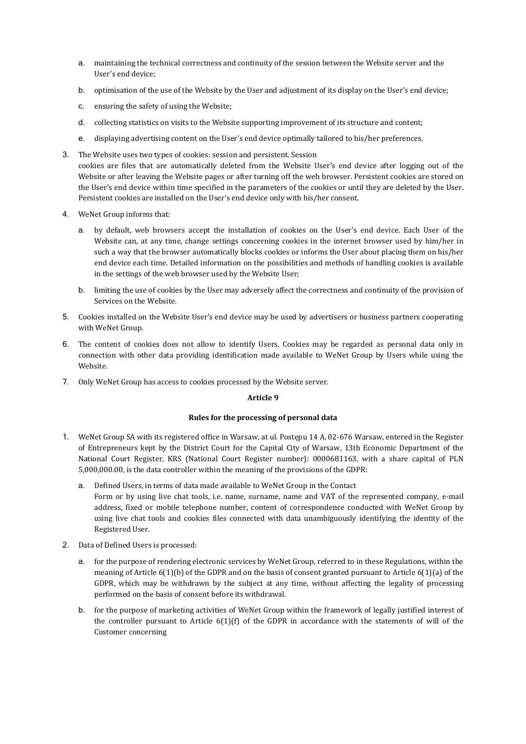a. maintaining the technical correctness and continuity of the session between the Website server and the User's end device;

   b. optimisation of the use of the Website by the User and adjustment of its display on the User's end device;

   c. ensuring the safety of using the Website;

   d. collecting statistics on visits to the Website supporting improvement of its structure and content;

   e. displaying advertising content on the User's end device optimally tailored to his/her preferences.

3. The Website uses two types of cookies: session and persistent. Session cookies are files that are automatically deleted from the Website User's end device after logging out of the Website or after leaving the Website pages or after turning off the web browser. Persistent cookies are stored on the User's end device within time specified in the parameters of the cookies or until they are deleted by the User. Persistent cookies are installed on the User's end device only with his/her consent.

4. WeNet Group informs that:

   a. by default, web browsers accept the installation of cookies on the User's end device. Each User of the Website can, at any time, change settings concerning cookies in the internet browser used by him/her in such a way that the browser automatically blocks cookies or informs the User about placing them on his/her end device each time. Detailed information on the possibilities and methods of handling cookies is available in the settings of the web browser used by the Website User;

   b. limiting the use of cookies by the User may adversely affect the correctness and continuity of the provision of Services on the Website.

5. Cookies installed on the Website User's end device may be used by advertisers or business partners cooperating with WeNet Group.

6. The content of cookies does not allow to identify Users. Cookies may be regarded as personal data only in connection with other data providing identification made available to WeNet Group by Users while using the Website.

7. Only WeNet Group has access to cookies processed by the Website server.

**Article 9**

**Rules for the processing of personal data**

1. WeNet Group SA with its registered office in Warsaw, at ul. Postępu 14 A, 02-676 Warsaw, entered in the Register of Entrepreneurs kept by the District Court for the Capital City of Warsaw, 13th Economic Department of the National Court Register, KRS (National Court Register number): 0000681163, with a share capital of PLN 5,000,000.00, is the data controller within the meaning of the provisions of the GDPR:

   a. Defined Users, in terms of data made available to WeNet Group in the Contact Form or by using live chat tools, i.e. name, surname, name and VAT of the represented company, e-mail address, fixed or mobile telephone number, content of correspondence conducted with WeNet Group by using live chat tools and cookies files connected with data unambiguously identifying the identity of the Registered User.

2. Data of Defined Users is processed:

   a. for the purpose of rendering electronic services by WeNet Group, referred to in these Regulations, within the meaning of Article 6(1)(b) of the GDPR and on the basis of consent granted pursuant to Article 6(1)(a) of the GDPR, which may be withdrawn by the subject at any time, without affecting the legality of processing performed on the basis of consent before its withdrawal.

   b. for the purpose of marketing activities of WeNet Group within the framework of legally justified interest of the controller pursuant to Article 6(1)(f) of the GDPR in accordance with the statements of will of the Customer concerning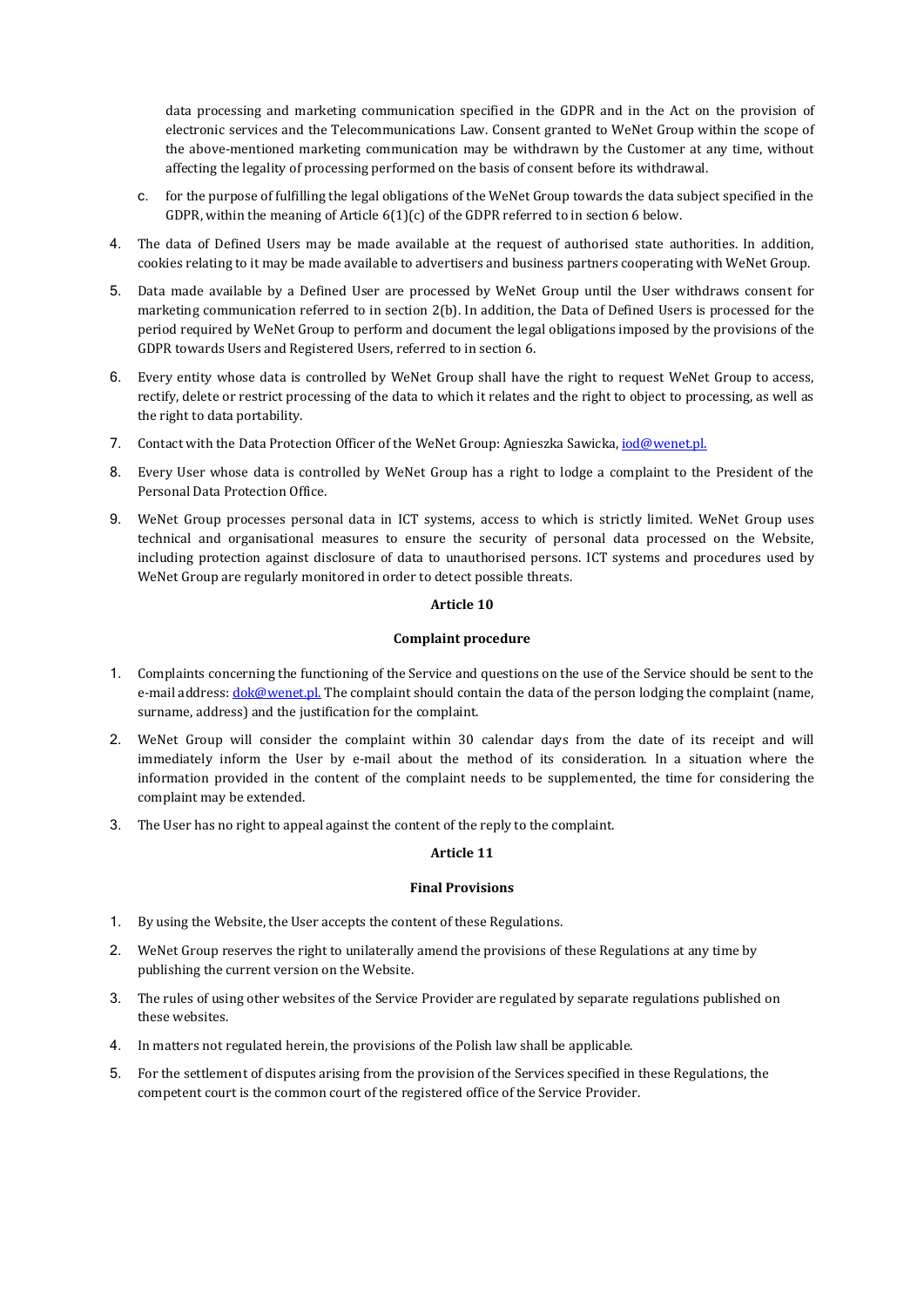data processing and marketing communication specified in the GDPR and in the Act on the provision of electronic services and the Telecommunications Law. Consent granted to WeNet Group within the scope of the above-mentioned marketing communication may be withdrawn by the Customer at any time, without affecting the legality of processing performed on the basis of consent before its withdrawal.

c. for the purpose of fulfilling the legal obligations of the WeNet Group towards the data subject specified in the GDPR, within the meaning of Article 6(1)(c) of the GDPR referred to in section 6 below.

4. The data of Defined Users may be made available at the request of authorised state authorities. In addition, cookies relating to it may be made available to advertisers and business partners cooperating with WeNet Group.
5. Data made available by a Defined User are processed by WeNet Group until the User withdraws consent for marketing communication referred to in section 2(b). In addition, the Data of Defined Users is processed for the period required by WeNet Group to perform and document the legal obligations imposed by the provisions of the GDPR towards Users and Registered Users, referred to in section 6.
6. Every entity whose data is controlled by WeNet Group shall have the right to request WeNet Group to access, rectify, delete or restrict processing of the data to which it relates and the right to object to processing, as well as the right to data portability.
7. Contact with the Data Protection Officer of the WeNet Group: Agnieszka Sawicka, iod@wenet.pl.
8. Every User whose data is controlled by WeNet Group has a right to lodge a complaint to the President of the Personal Data Protection Office.
9. WeNet Group processes personal data in ICT systems, access to which is strictly limited. WeNet Group uses technical and organisational measures to ensure the security of personal data processed on the Website, including protection against disclosure of data to unauthorised persons. ICT systems and procedures used by WeNet Group are regularly monitored in order to detect possible threats.

## Article 10

## Complaint procedure

1. Complaints concerning the functioning of the Service and questions on the use of the Service should be sent to the e-mail address: dok@wenet.pl. The complaint should contain the data of the person lodging the complaint (name, surname, address) and the justification for the complaint.
2. WeNet Group will consider the complaint within 30 calendar days from the date of its receipt and will immediately inform the User by e-mail about the method of its consideration. In a situation where the information provided in the content of the complaint needs to be supplemented, the time for considering the complaint may be extended.
3. The User has no right to appeal against the content of the reply to the complaint.

## Article 11

## Final Provisions

1. By using the Website, the User accepts the content of these Regulations.
2. WeNet Group reserves the right to unilaterally amend the provisions of these Regulations at any time by publishing the current version on the Website.
3. The rules of using other websites of the Service Provider are regulated by separate regulations published on these websites.
4. In matters not regulated herein, the provisions of the Polish law shall be applicable.
5. For the settlement of disputes arising from the provision of the Services specified in these Regulations, the competent court is the common court of the registered office of the Service Provider.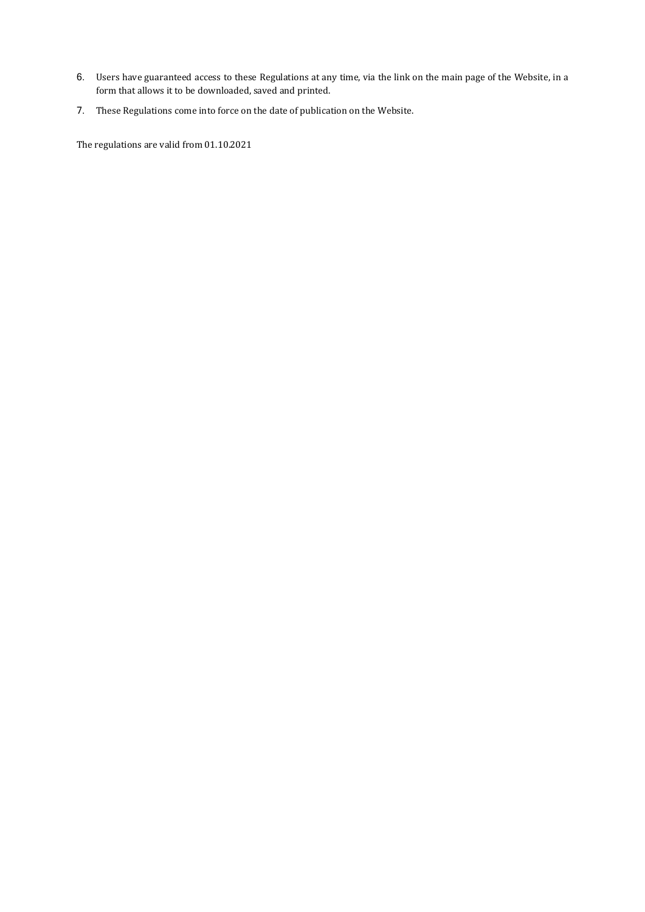6. Users have guaranteed access to these Regulations at any time, via the link on the main page of the Website, in a form that allows it to be downloaded, saved and printed.
7. These Regulations come into force on the date of publication on the Website.

The regulations are valid from 01.10.2021